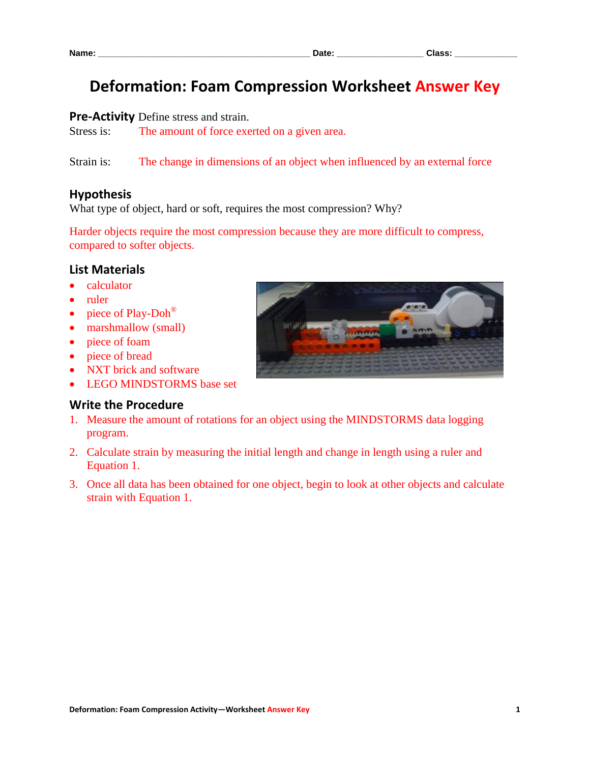Name: ________________________________________ Date: ________________ Class: ____________

# Deformation: Foam Compression Worksheet Answer Key

**Pre-Activity** Define stress and strain.

Stress is: The amount of force exerted on a given area.

Strain is: The change in dimensions of an object when influenced by an external force

## Hypothesis

What type of object, hard or soft, requires the most compression? Why?

Harder objects require the most compression because they are more difficult to compress, compared to softer objects.

## List Materials

- calculator
- ruler
- piece of Play-Doh®
- marshmallow (small)
- piece of foam
- piece of bread
- NXT brick and software
- LEGO MINDSTORMS base set

## Write the Procedure

1. Measure the amount of rotations for an object using the MINDSTORMS data logging program.
2. Calculate strain by measuring the initial length and change in length using a ruler and Equation 1.
3. Once all data has been obtained for one object, begin to look at other objects and calculate strain with Equation 1.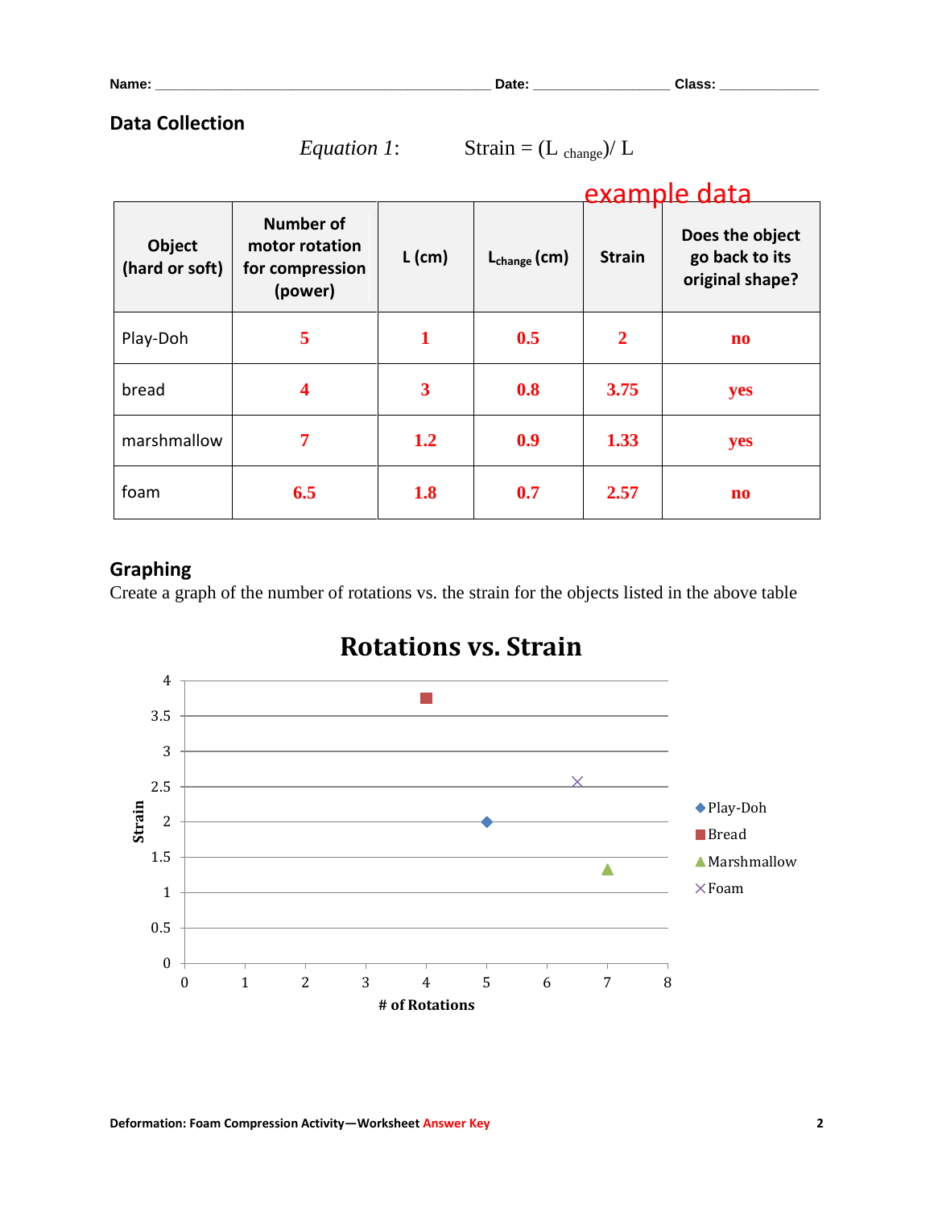Name: _______________________________________________ Date: __________________ Class: ______________

## Data Collection

*Equation 1*: Strain = $(L_{change}) / L$

example data

| Object (hard or soft) | Number of motor rotation for compression (power) | L (cm) | $L_{change}$ (cm) | Strain | Does the object go back to its original shape? |
|---|---|---|---|---|---|
| Play-Doh | 5 | 1 | 0.5 | 2 | no |
| bread | 4 | 3 | 0.8 | 3.75 | yes |
| marshmallow | 7 | 1.2 | 0.9 | 1.33 | yes |
| foam | 6.5 | 1.8 | 0.7 | 2.57 | no |

## Graphing

Create a graph of the number of rotations vs. the strain for the objects listed in the above table

**Rotations vs. Strain**

| Object | # of Rotations | Strain |
|---|---|---|
| Play-Doh | 5 | 2 |
| Bread | 4 | 3.75 |
| Marshmallow | 7 | 1.33 |
| Foam | 6.5 | 2.57 |

Deformation: Foam Compression Activity—Worksheet Answer Key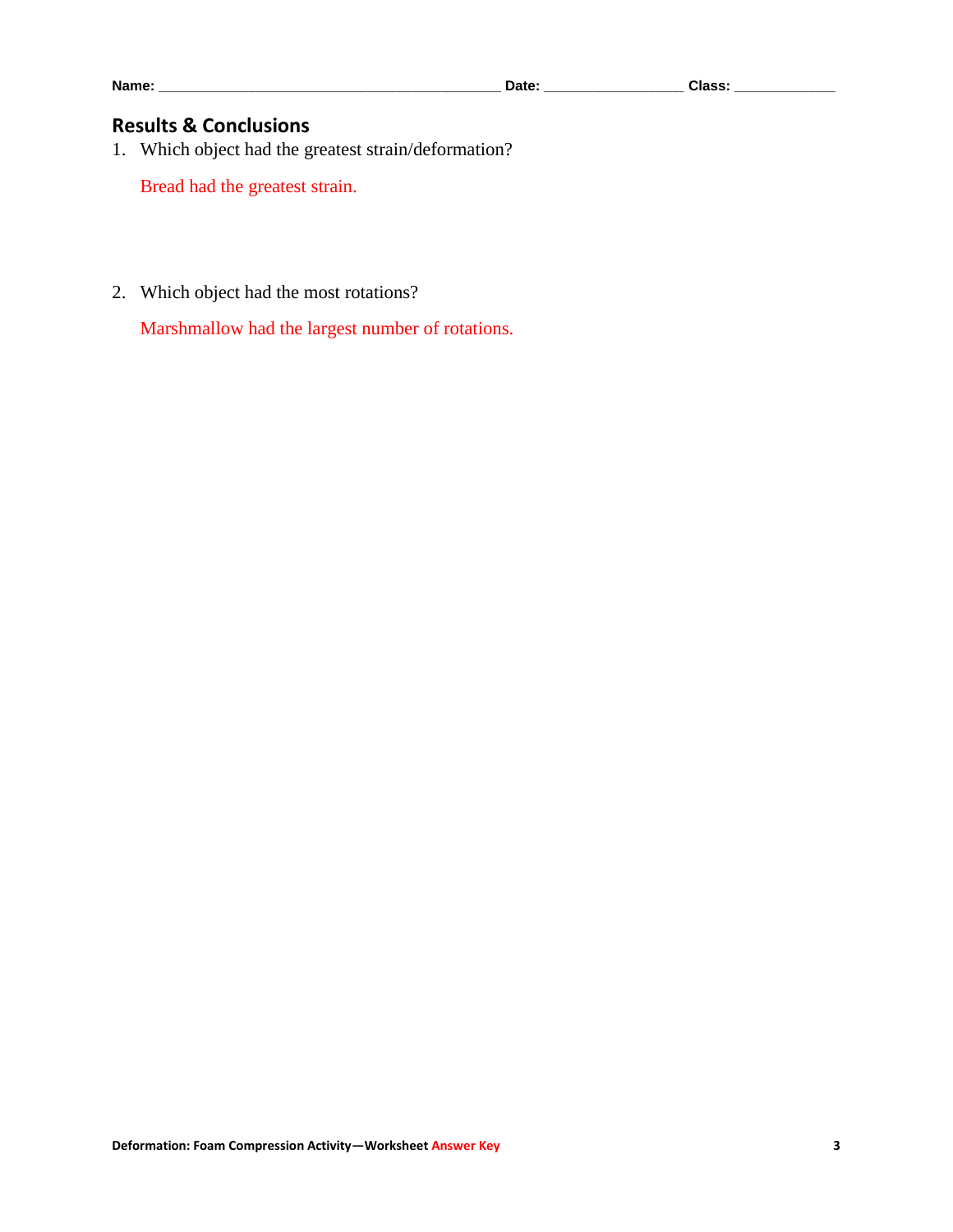Name: ___________________________________________ Date: _________________ Class: _____________

## Results & Conclusions

1. Which object had the greatest strain/deformation?

   Bread had the greatest strain.

2. Which object had the most rotations?

   Marshmallow had the largest number of rotations.